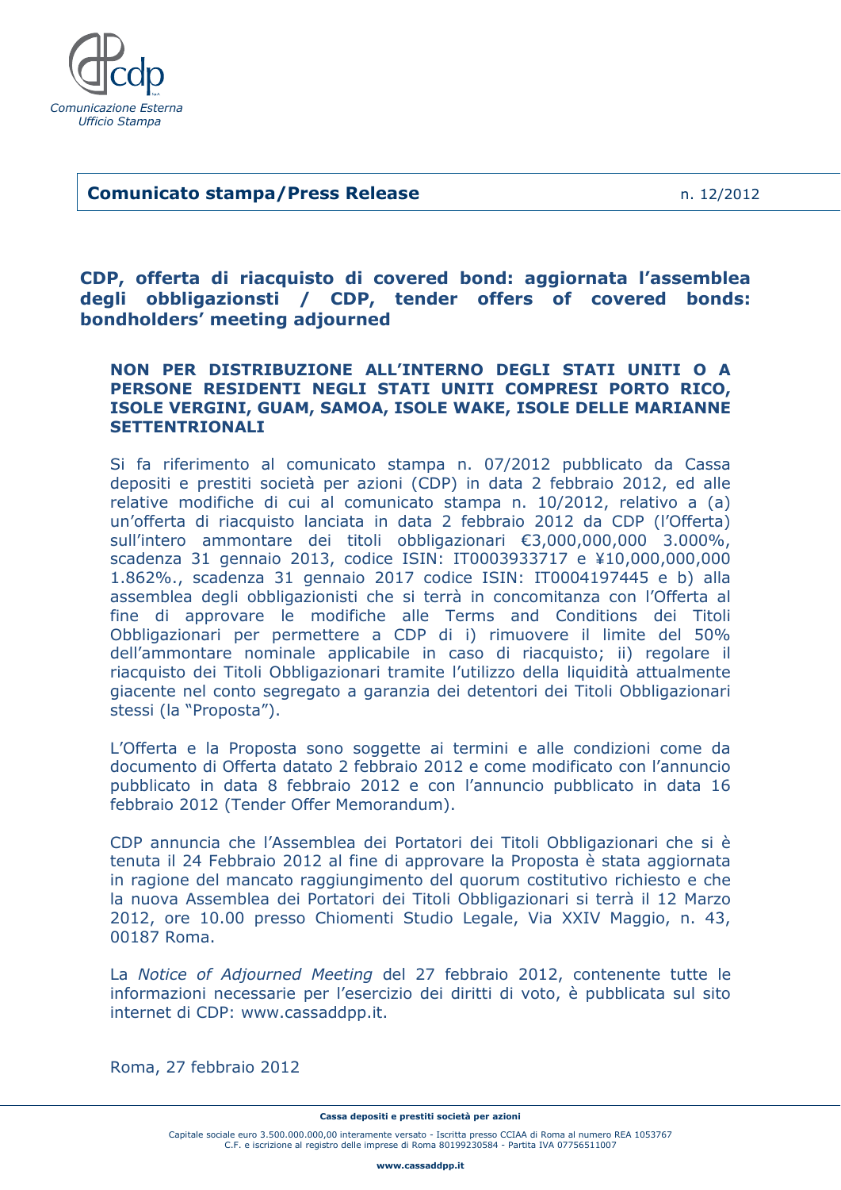Comunicazione Esterna
Ufficio Stampa

**Comunicato stampa/Press Release** n. 12/2012

# CDP, offerta di riacquisto di covered bond: aggiornata l'assemblea degli obbligazionsti / CDP, tender offers of covered bonds: bondholders' meeting adjourned

**NON PER DISTRIBUZIONE ALL'INTERNO DEGLI STATI UNITI O A PERSONE RESIDENTI NEGLI STATI UNITI COMPRESI PORTO RICO, ISOLE VERGINI, GUAM, SAMOA, ISOLE WAKE, ISOLE DELLE MARIANNE SETTENTRIONALI**

Si fa riferimento al comunicato stampa n. 07/2012 pubblicato da Cassa depositi e prestiti società per azioni (CDP) in data 2 febbraio 2012, ed alle relative modifiche di cui al comunicato stampa n. 10/2012, relativo a (a) un'offerta di riacquisto lanciata in data 2 febbraio 2012 da CDP (l'Offerta) sull'intero ammontare dei titoli obbligazionari €3,000,000,000 3.000%, scadenza 31 gennaio 2013, codice ISIN: IT0003933717 e ¥10,000,000,000 1.862%., scadenza 31 gennaio 2017 codice ISIN: IT0004197445 e b) alla assemblea degli obbligazionisti che si terrà in concomitanza con l'Offerta al fine di approvare le modifiche alle Terms and Conditions dei Titoli Obbligazionari per permettere a CDP di i) rimuovere il limite del 50% dell'ammontare nominale applicabile in caso di riacquisto; ii) regolare il riacquisto dei Titoli Obbligazionari tramite l'utilizzo della liquidità attualmente giacente nel conto segregato a garanzia dei detentori dei Titoli Obbligazionari stessi (la "Proposta").

L'Offerta e la Proposta sono soggette ai termini e alle condizioni come da documento di Offerta datato 2 febbraio 2012 e come modificato con l'annuncio pubblicato in data 8 febbraio 2012 e con l'annuncio pubblicato in data 16 febbraio 2012 (Tender Offer Memorandum).

CDP annuncia che l'Assemblea dei Portatori dei Titoli Obbligazionari che si è tenuta il 24 Febbraio 2012 al fine di approvare la Proposta è stata aggiornata in ragione del mancato raggiungimento del quorum costitutivo richiesto e che la nuova Assemblea dei Portatori dei Titoli Obbligazionari si terrà il 12 Marzo 2012, ore 10.00 presso Chiomenti Studio Legale, Via XXIV Maggio, n. 43, 00187 Roma.

La *Notice of Adjourned Meeting* del 27 febbraio 2012, contenente tutte le informazioni necessarie per l'esercizio dei diritti di voto, è pubblicata sul sito internet di CDP: www.cassaddpp.it.

Roma, 27 febbraio 2012

**Cassa depositi e prestiti società per azioni**

Capitale sociale euro 3.500.000.000,00 interamente versato - Iscritta presso CCIAA di Roma al numero REA 1053767
C.F. e iscrizione al registro delle imprese di Roma 80199230584 - Partita IVA 07756511007

**www.cassaddpp.it**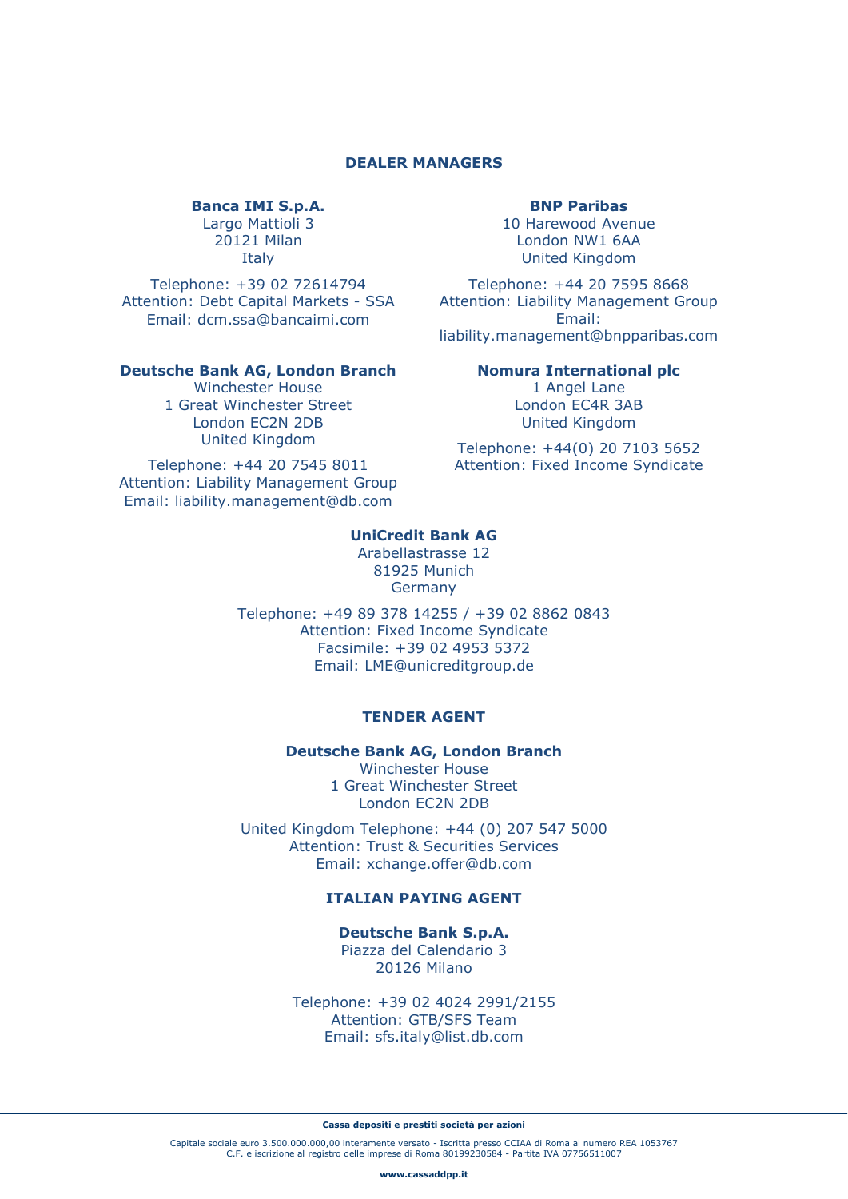## DEALER MANAGERS

**Banca IMI S.p.A.**
Largo Mattioli 3
20121 Milan
Italy

Telephone: +39 02 72614794
Attention: Debt Capital Markets - SSA
Email: dcm.ssa@bancaimi.com

**BNP Paribas**
10 Harewood Avenue
London NW1 6AA
United Kingdom

Telephone: +44 20 7595 8668
Attention: Liability Management Group
Email:
liability.management@bnpparibas.com

**Deutsche Bank AG, London Branch**
Winchester House
1 Great Winchester Street
London EC2N 2DB
United Kingdom

Telephone: +44 20 7545 8011
Attention: Liability Management Group
Email: liability.management@db.com

**Nomura International plc**
1 Angel Lane
London EC4R 3AB
United Kingdom

Telephone: +44(0) 20 7103 5652
Attention: Fixed Income Syndicate

**UniCredit Bank AG**
Arabellastrasse 12
81925 Munich
Germany

Telephone: +49 89 378 14255 / +39 02 8862 0843
Attention: Fixed Income Syndicate
Facsimile: +39 02 4953 5372
Email: LME@unicreditgroup.de

## TENDER AGENT

**Deutsche Bank AG, London Branch**
Winchester House
1 Great Winchester Street
London EC2N 2DB

United Kingdom Telephone: +44 (0) 207 547 5000
Attention: Trust & Securities Services
Email: xchange.offer@db.com

## ITALIAN PAYING AGENT

**Deutsche Bank S.p.A.**
Piazza del Calendario 3
20126 Milano

Telephone: +39 02 4024 2991/2155
Attention: GTB/SFS Team
Email: sfs.italy@list.db.com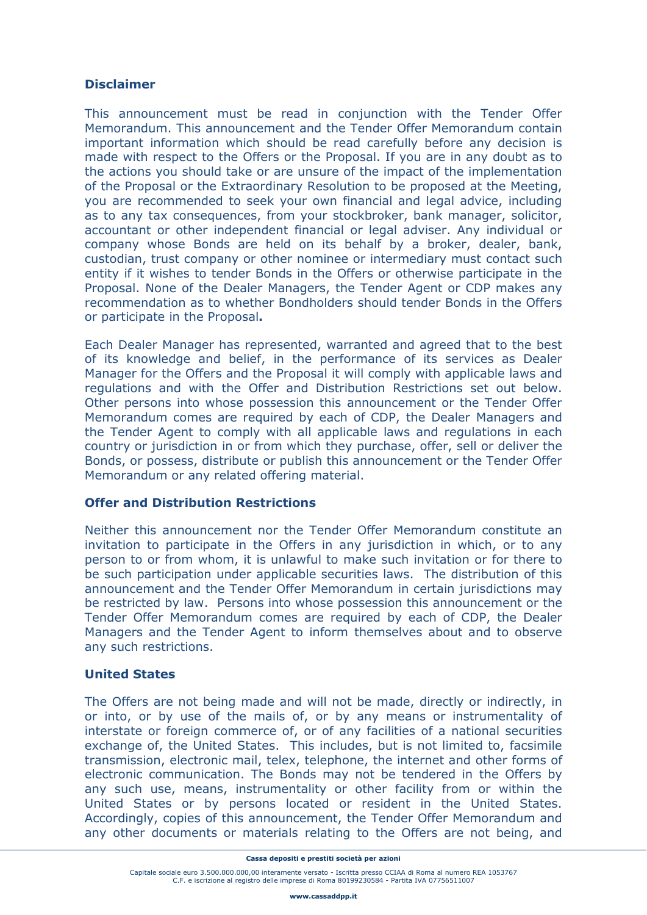## Disclaimer

This announcement must be read in conjunction with the Tender Offer Memorandum. This announcement and the Tender Offer Memorandum contain important information which should be read carefully before any decision is made with respect to the Offers or the Proposal. If you are in any doubt as to the actions you should take or are unsure of the impact of the implementation of the Proposal or the Extraordinary Resolution to be proposed at the Meeting, you are recommended to seek your own financial and legal advice, including as to any tax consequences, from your stockbroker, bank manager, solicitor, accountant or other independent financial or legal adviser. Any individual or company whose Bonds are held on its behalf by a broker, dealer, bank, custodian, trust company or other nominee or intermediary must contact such entity if it wishes to tender Bonds in the Offers or otherwise participate in the Proposal. None of the Dealer Managers, the Tender Agent or CDP makes any recommendation as to whether Bondholders should tender Bonds in the Offers or participate in the Proposal**.**

Each Dealer Manager has represented, warranted and agreed that to the best of its knowledge and belief, in the performance of its services as Dealer Manager for the Offers and the Proposal it will comply with applicable laws and regulations and with the Offer and Distribution Restrictions set out below. Other persons into whose possession this announcement or the Tender Offer Memorandum comes are required by each of CDP, the Dealer Managers and the Tender Agent to comply with all applicable laws and regulations in each country or jurisdiction in or from which they purchase, offer, sell or deliver the Bonds, or possess, distribute or publish this announcement or the Tender Offer Memorandum or any related offering material.

## Offer and Distribution Restrictions

Neither this announcement nor the Tender Offer Memorandum constitute an invitation to participate in the Offers in any jurisdiction in which, or to any person to or from whom, it is unlawful to make such invitation or for there to be such participation under applicable securities laws. The distribution of this announcement and the Tender Offer Memorandum in certain jurisdictions may be restricted by law. Persons into whose possession this announcement or the Tender Offer Memorandum comes are required by each of CDP, the Dealer Managers and the Tender Agent to inform themselves about and to observe any such restrictions.

## United States

The Offers are not being made and will not be made, directly or indirectly, in or into, or by use of the mails of, or by any means or instrumentality of interstate or foreign commerce of, or of any facilities of a national securities exchange of, the United States. This includes, but is not limited to, facsimile transmission, electronic mail, telex, telephone, the internet and other forms of electronic communication. The Bonds may not be tendered in the Offers by any such use, means, instrumentality or other facility from or within the United States or by persons located or resident in the United States. Accordingly, copies of this announcement, the Tender Offer Memorandum and any other documents or materials relating to the Offers are not being, and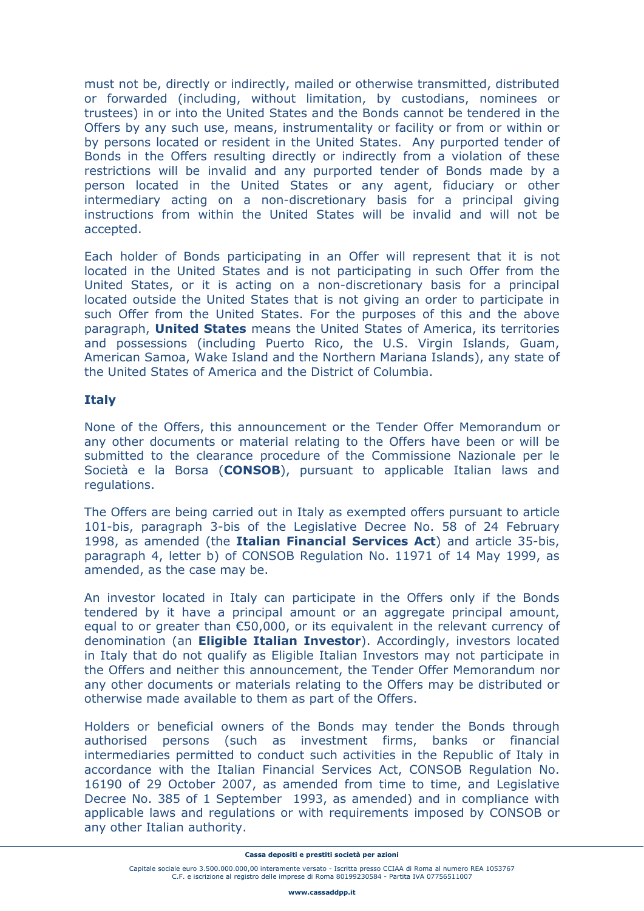must not be, directly or indirectly, mailed or otherwise transmitted, distributed or forwarded (including, without limitation, by custodians, nominees or trustees) in or into the United States and the Bonds cannot be tendered in the Offers by any such use, means, instrumentality or facility or from or within or by persons located or resident in the United States. Any purported tender of Bonds in the Offers resulting directly or indirectly from a violation of these restrictions will be invalid and any purported tender of Bonds made by a person located in the United States or any agent, fiduciary or other intermediary acting on a non-discretionary basis for a principal giving instructions from within the United States will be invalid and will not be accepted.

Each holder of Bonds participating in an Offer will represent that it is not located in the United States and is not participating in such Offer from the United States, or it is acting on a non-discretionary basis for a principal located outside the United States that is not giving an order to participate in such Offer from the United States. For the purposes of this and the above paragraph, **United States** means the United States of America, its territories and possessions (including Puerto Rico, the U.S. Virgin Islands, Guam, American Samoa, Wake Island and the Northern Mariana Islands), any state of the United States of America and the District of Columbia.

**Italy**

None of the Offers, this announcement or the Tender Offer Memorandum or any other documents or material relating to the Offers have been or will be submitted to the clearance procedure of the Commissione Nazionale per le Società e la Borsa (**CONSOB**), pursuant to applicable Italian laws and regulations.

The Offers are being carried out in Italy as exempted offers pursuant to article 101-bis, paragraph 3-bis of the Legislative Decree No. 58 of 24 February 1998, as amended (the **Italian Financial Services Act**) and article 35-bis, paragraph 4, letter b) of CONSOB Regulation No. 11971 of 14 May 1999, as amended, as the case may be.

An investor located in Italy can participate in the Offers only if the Bonds tendered by it have a principal amount or an aggregate principal amount, equal to or greater than €50,000, or its equivalent in the relevant currency of denomination (an **Eligible Italian Investor**). Accordingly, investors located in Italy that do not qualify as Eligible Italian Investors may not participate in the Offers and neither this announcement, the Tender Offer Memorandum nor any other documents or materials relating to the Offers may be distributed or otherwise made available to them as part of the Offers.

Holders or beneficial owners of the Bonds may tender the Bonds through authorised persons (such as investment firms, banks or financial intermediaries permitted to conduct such activities in the Republic of Italy in accordance with the Italian Financial Services Act, CONSOB Regulation No. 16190 of 29 October 2007, as amended from time to time, and Legislative Decree No. 385 of 1 September 1993, as amended) and in compliance with applicable laws and regulations or with requirements imposed by CONSOB or any other Italian authority.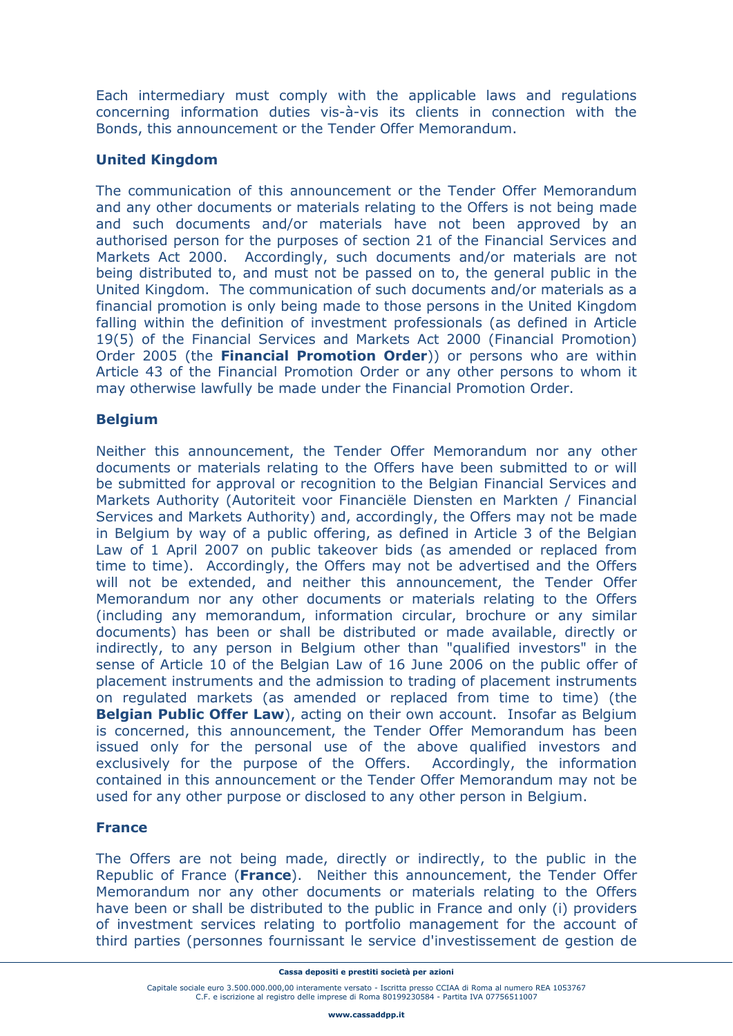Each intermediary must comply with the applicable laws and regulations concerning information duties vis-à-vis its clients in connection with the Bonds, this announcement or the Tender Offer Memorandum.

### United Kingdom

The communication of this announcement or the Tender Offer Memorandum and any other documents or materials relating to the Offers is not being made and such documents and/or materials have not been approved by an authorised person for the purposes of section 21 of the Financial Services and Markets Act 2000. Accordingly, such documents and/or materials are not being distributed to, and must not be passed on to, the general public in the United Kingdom. The communication of such documents and/or materials as a financial promotion is only being made to those persons in the United Kingdom falling within the definition of investment professionals (as defined in Article 19(5) of the Financial Services and Markets Act 2000 (Financial Promotion) Order 2005 (the **Financial Promotion Order**)) or persons who are within Article 43 of the Financial Promotion Order or any other persons to whom it may otherwise lawfully be made under the Financial Promotion Order.

### Belgium

Neither this announcement, the Tender Offer Memorandum nor any other documents or materials relating to the Offers have been submitted to or will be submitted for approval or recognition to the Belgian Financial Services and Markets Authority (Autoriteit voor Financiële Diensten en Markten / Financial Services and Markets Authority) and, accordingly, the Offers may not be made in Belgium by way of a public offering, as defined in Article 3 of the Belgian Law of 1 April 2007 on public takeover bids (as amended or replaced from time to time). Accordingly, the Offers may not be advertised and the Offers will not be extended, and neither this announcement, the Tender Offer Memorandum nor any other documents or materials relating to the Offers (including any memorandum, information circular, brochure or any similar documents) has been or shall be distributed or made available, directly or indirectly, to any person in Belgium other than "qualified investors" in the sense of Article 10 of the Belgian Law of 16 June 2006 on the public offer of placement instruments and the admission to trading of placement instruments on regulated markets (as amended or replaced from time to time) (the **Belgian Public Offer Law**), acting on their own account. Insofar as Belgium is concerned, this announcement, the Tender Offer Memorandum has been issued only for the personal use of the above qualified investors and exclusively for the purpose of the Offers. Accordingly, the information contained in this announcement or the Tender Offer Memorandum may not be used for any other purpose or disclosed to any other person in Belgium.

### France

The Offers are not being made, directly or indirectly, to the public in the Republic of France (**France**). Neither this announcement, the Tender Offer Memorandum nor any other documents or materials relating to the Offers have been or shall be distributed to the public in France and only (i) providers of investment services relating to portfolio management for the account of third parties (personnes fournissant le service d'investissement de gestion de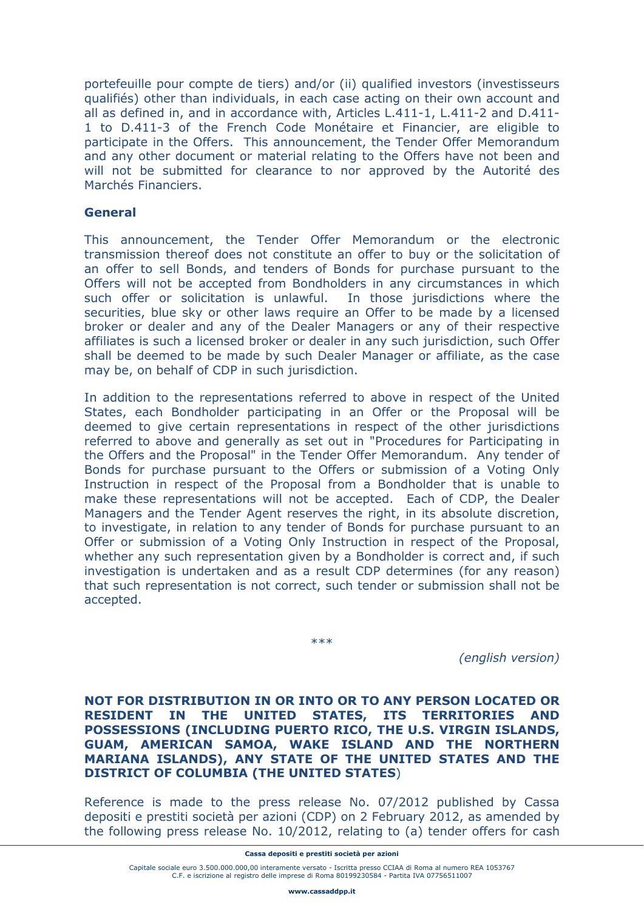portefeuille pour compte de tiers) and/or (ii) qualified investors (investisseurs qualifiés) other than individuals, in each case acting on their own account and all as defined in, and in accordance with, Articles L.411-1, L.411-2 and D.411-1 to D.411-3 of the French Code Monétaire et Financier, are eligible to participate in the Offers. This announcement, the Tender Offer Memorandum and any other document or material relating to the Offers have not been and will not be submitted for clearance to nor approved by the Autorité des Marchés Financiers.

**General**

This announcement, the Tender Offer Memorandum or the electronic transmission thereof does not constitute an offer to buy or the solicitation of an offer to sell Bonds, and tenders of Bonds for purchase pursuant to the Offers will not be accepted from Bondholders in any circumstances in which such offer or solicitation is unlawful. In those jurisdictions where the securities, blue sky or other laws require an Offer to be made by a licensed broker or dealer and any of the Dealer Managers or any of their respective affiliates is such a licensed broker or dealer in any such jurisdiction, such Offer shall be deemed to be made by such Dealer Manager or affiliate, as the case may be, on behalf of CDP in such jurisdiction.

In addition to the representations referred to above in respect of the United States, each Bondholder participating in an Offer or the Proposal will be deemed to give certain representations in respect of the other jurisdictions referred to above and generally as set out in "Procedures for Participating in the Offers and the Proposal" in the Tender Offer Memorandum. Any tender of Bonds for purchase pursuant to the Offers or submission of a Voting Only Instruction in respect of the Proposal from a Bondholder that is unable to make these representations will not be accepted. Each of CDP, the Dealer Managers and the Tender Agent reserves the right, in its absolute discretion, to investigate, in relation to any tender of Bonds for purchase pursuant to an Offer or submission of a Voting Only Instruction in respect of the Proposal, whether any such representation given by a Bondholder is correct and, if such investigation is undertaken and as a result CDP determines (for any reason) that such representation is not correct, such tender or submission shall not be accepted.

***

*(english version)*

**NOT FOR DISTRIBUTION IN OR INTO OR TO ANY PERSON LOCATED OR RESIDENT IN THE UNITED STATES, ITS TERRITORIES AND POSSESSIONS (INCLUDING PUERTO RICO, THE U.S. VIRGIN ISLANDS, GUAM, AMERICAN SAMOA, WAKE ISLAND AND THE NORTHERN MARIANA ISLANDS), ANY STATE OF THE UNITED STATES AND THE DISTRICT OF COLUMBIA (THE UNITED STATES)**

Reference is made to the press release No. 07/2012 published by Cassa depositi e prestiti società per azioni (CDP) on 2 February 2012, as amended by the following press release No. 10/2012, relating to (a) tender offers for cash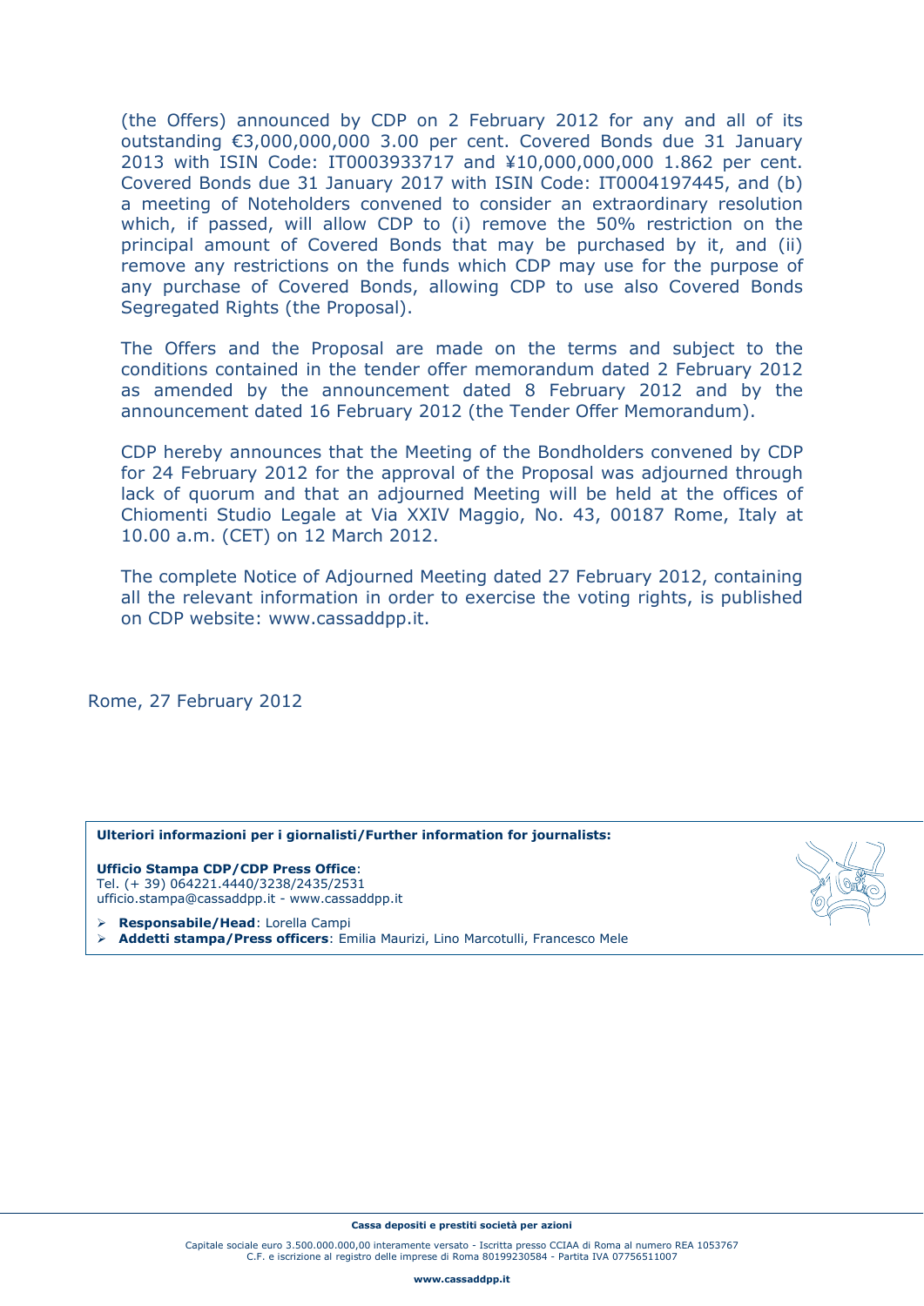(the Offers) announced by CDP on 2 February 2012 for any and all of its outstanding €3,000,000,000 3.00 per cent. Covered Bonds due 31 January 2013 with ISIN Code: IT0003933717 and ¥10,000,000,000 1.862 per cent. Covered Bonds due 31 January 2017 with ISIN Code: IT0004197445, and (b) a meeting of Noteholders convened to consider an extraordinary resolution which, if passed, will allow CDP to (i) remove the 50% restriction on the principal amount of Covered Bonds that may be purchased by it, and (ii) remove any restrictions on the funds which CDP may use for the purpose of any purchase of Covered Bonds, allowing CDP to use also Covered Bonds Segregated Rights (the Proposal).

The Offers and the Proposal are made on the terms and subject to the conditions contained in the tender offer memorandum dated 2 February 2012 as amended by the announcement dated 8 February 2012 and by the announcement dated 16 February 2012 (the Tender Offer Memorandum).

CDP hereby announces that the Meeting of the Bondholders convened by CDP for 24 February 2012 for the approval of the Proposal was adjourned through lack of quorum and that an adjourned Meeting will be held at the offices of Chiomenti Studio Legale at Via XXIV Maggio, No. 43, 00187 Rome, Italy at 10.00 a.m. (CET) on 12 March 2012.

The complete Notice of Adjourned Meeting dated 27 February 2012, containing all the relevant information in order to exercise the voting rights, is published on CDP website: www.cassaddpp.it.

Rome, 27 February 2012

**Ulteriori informazioni per i giornalisti/Further information for journalists:**

**Ufficio Stampa CDP/CDP Press Office**:
Tel. (+ 39) 064221.4440/3238/2435/2531
ufficio.stampa@cassaddpp.it - www.cassaddpp.it

- **Responsabile/Head**: Lorella Campi
- **Addetti stampa/Press officers**: Emilia Maurizi, Lino Marcotulli, Francesco Mele

**Cassa depositi e prestiti società per azioni**

Capitale sociale euro 3.500.000.000,00 interamente versato - Iscritta presso CCIAA di Roma al numero REA 1053767
C.F. e iscrizione al registro delle imprese di Roma 80199230584 - Partita IVA 07756511007

**www.cassaddpp.it**